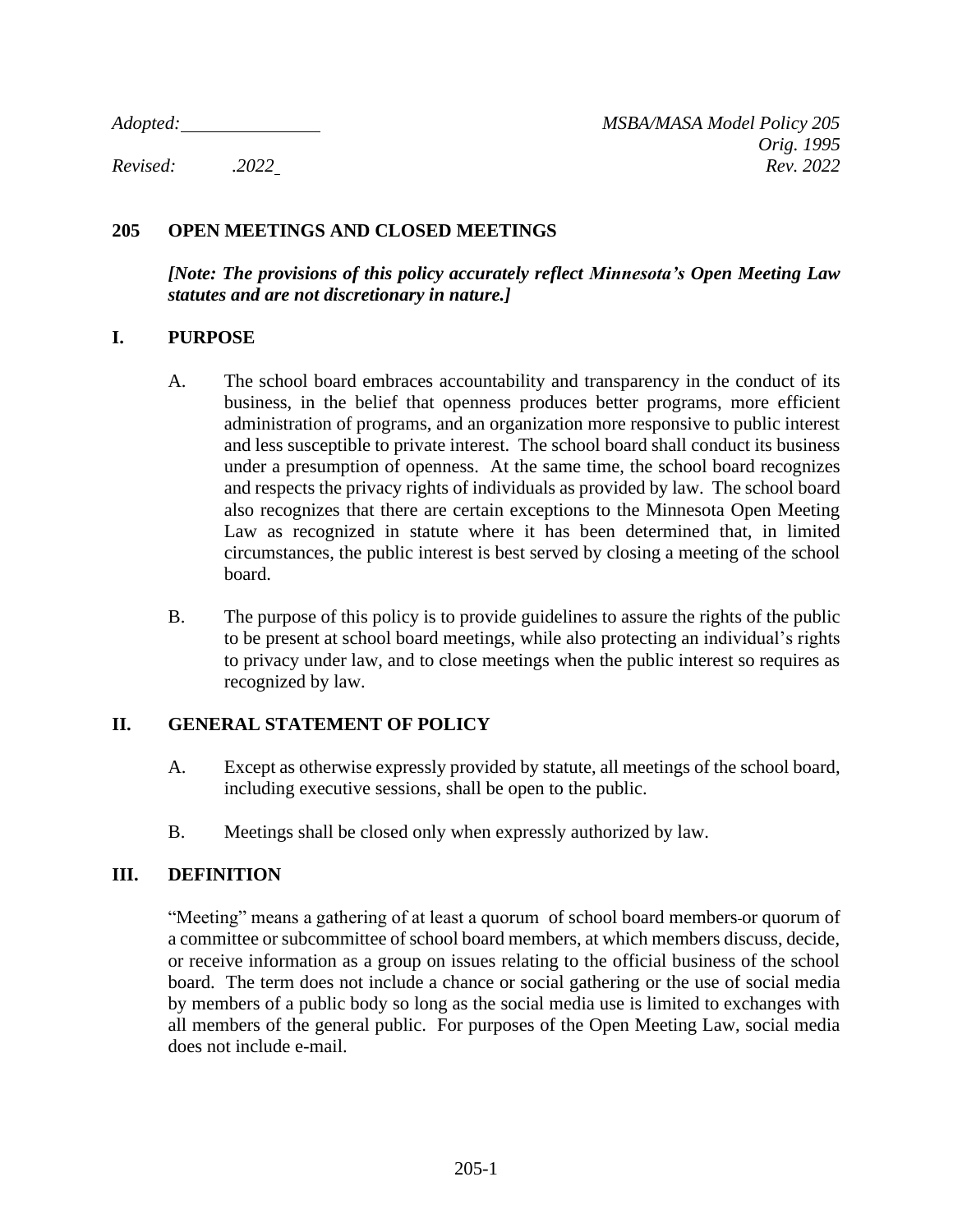*Adopted:* _______________ *MSBA/MASA Model Policy 205*
*Orig. 1995*
*Revised: .2022* *Rev. 2022*

# 205 OPEN MEETINGS AND CLOSED MEETINGS

***[Note: The provisions of this policy accurately reflect Minnesota's Open Meeting Law statutes and are not discretionary in nature.]***

## I. PURPOSE

A. The school board embraces accountability and transparency in the conduct of its business, in the belief that openness produces better programs, more efficient administration of programs, and an organization more responsive to public interest and less susceptible to private interest. The school board shall conduct its business under a presumption of openness. At the same time, the school board recognizes and respects the privacy rights of individuals as provided by law. The school board also recognizes that there are certain exceptions to the Minnesota Open Meeting Law as recognized in statute where it has been determined that, in limited circumstances, the public interest is best served by closing a meeting of the school board.

B. The purpose of this policy is to provide guidelines to assure the rights of the public to be present at school board meetings, while also protecting an individual's rights to privacy under law, and to close meetings when the public interest so requires as recognized by law.

## II. GENERAL STATEMENT OF POLICY

A. Except as otherwise expressly provided by statute, all meetings of the school board, including executive sessions, shall be open to the public.

B. Meetings shall be closed only when expressly authorized by law.

## III. DEFINITION

"Meeting" means a gathering of at least a quorum of school board members or quorum of a committee or subcommittee of school board members, at which members discuss, decide, or receive information as a group on issues relating to the official business of the school board. The term does not include a chance or social gathering or the use of social media by members of a public body so long as the social media use is limited to exchanges with all members of the general public. For purposes of the Open Meeting Law, social media does not include e-mail.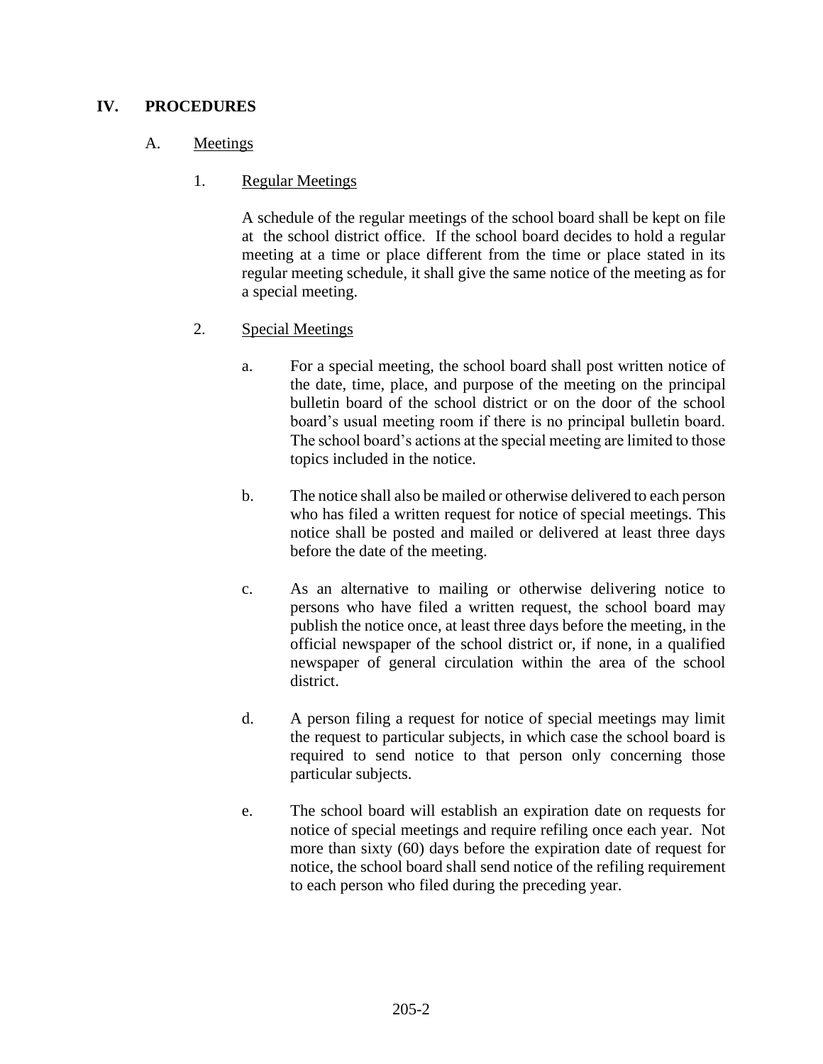## IV. PROCEDURES

### A. Meetings

#### 1. Regular Meetings

A schedule of the regular meetings of the school board shall be kept on file at the school district office. If the school board decides to hold a regular meeting at a time or place different from the time or place stated in its regular meeting schedule, it shall give the same notice of the meeting as for a special meeting.

#### 2. Special Meetings

a. For a special meeting, the school board shall post written notice of the date, time, place, and purpose of the meeting on the principal bulletin board of the school district or on the door of the school board's usual meeting room if there is no principal bulletin board. The school board's actions at the special meeting are limited to those topics included in the notice.

b. The notice shall also be mailed or otherwise delivered to each person who has filed a written request for notice of special meetings. This notice shall be posted and mailed or delivered at least three days before the date of the meeting.

c. As an alternative to mailing or otherwise delivering notice to persons who have filed a written request, the school board may publish the notice once, at least three days before the meeting, in the official newspaper of the school district or, if none, in a qualified newspaper of general circulation within the area of the school district.

d. A person filing a request for notice of special meetings may limit the request to particular subjects, in which case the school board is required to send notice to that person only concerning those particular subjects.

e. The school board will establish an expiration date on requests for notice of special meetings and require refiling once each year. Not more than sixty (60) days before the expiration date of request for notice, the school board shall send notice of the refiling requirement to each person who filed during the preceding year.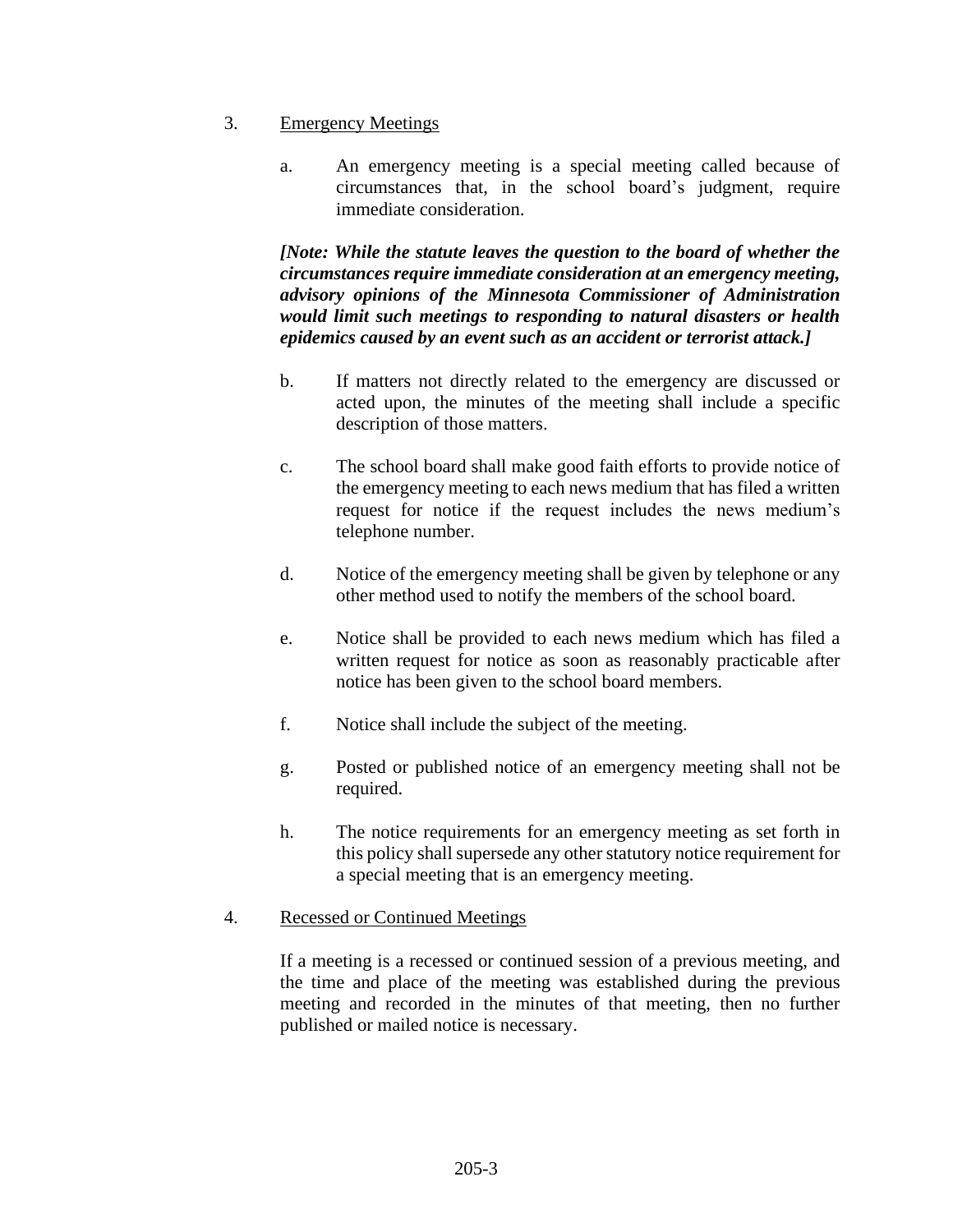3. Emergency Meetings

   a. An emergency meeting is a special meeting called because of circumstances that, in the school board's judgment, require immediate consideration.

   ***[Note: While the statute leaves the question to the board of whether the circumstances require immediate consideration at an emergency meeting, advisory opinions of the Minnesota Commissioner of Administration would limit such meetings to responding to natural disasters or health epidemics caused by an event such as an accident or terrorist attack.]***

   b. If matters not directly related to the emergency are discussed or acted upon, the minutes of the meeting shall include a specific description of those matters.

   c. The school board shall make good faith efforts to provide notice of the emergency meeting to each news medium that has filed a written request for notice if the request includes the news medium's telephone number.

   d. Notice of the emergency meeting shall be given by telephone or any other method used to notify the members of the school board.

   e. Notice shall be provided to each news medium which has filed a written request for notice as soon as reasonably practicable after notice has been given to the school board members.

   f. Notice shall include the subject of the meeting.

   g. Posted or published notice of an emergency meeting shall not be required.

   h. The notice requirements for an emergency meeting as set forth in this policy shall supersede any other statutory notice requirement for a special meeting that is an emergency meeting.

4. Recessed or Continued Meetings

   If a meeting is a recessed or continued session of a previous meeting, and the time and place of the meeting was established during the previous meeting and recorded in the minutes of that meeting, then no further published or mailed notice is necessary.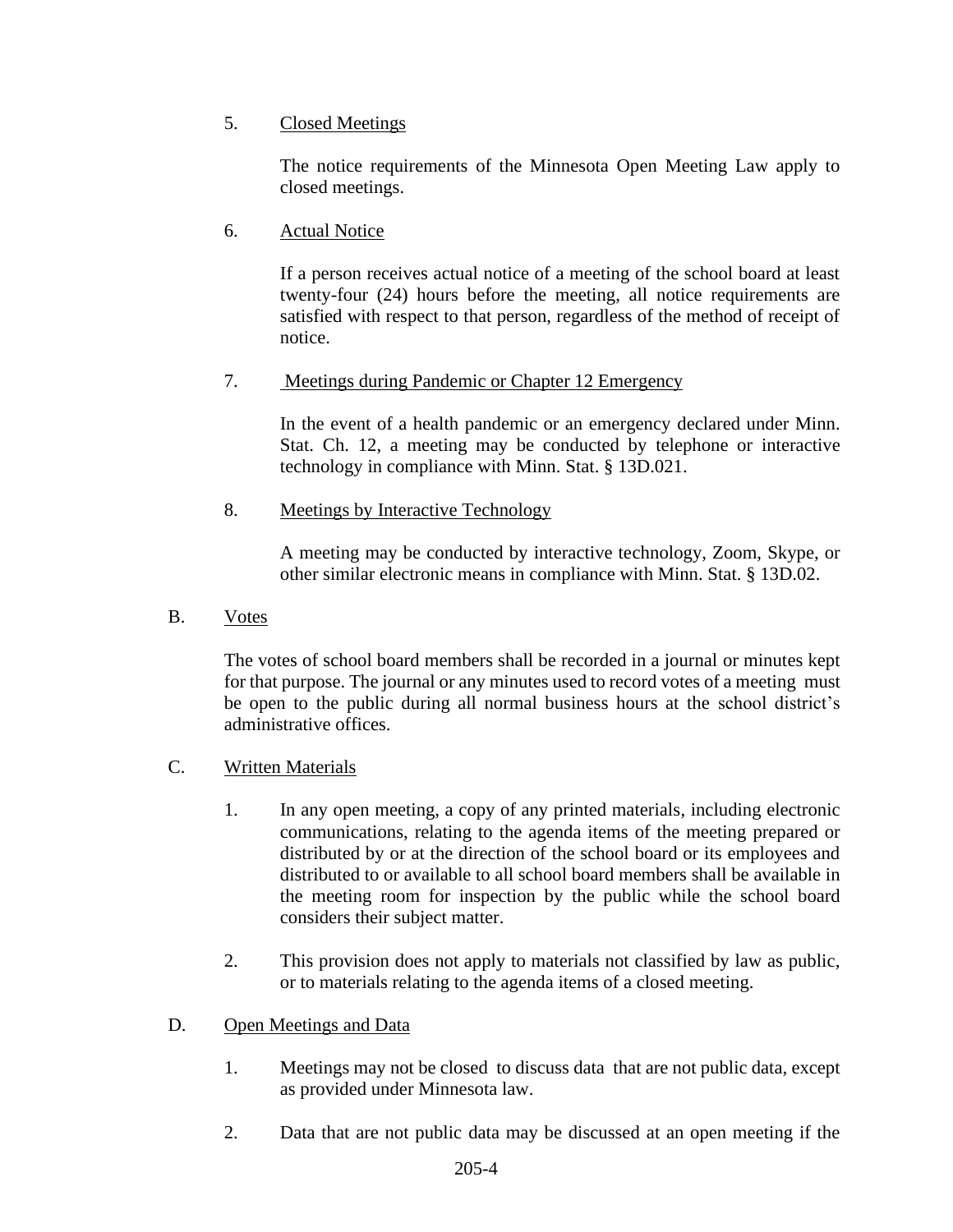5. Closed Meetings

   The notice requirements of the Minnesota Open Meeting Law apply to closed meetings.

6. Actual Notice

   If a person receives actual notice of a meeting of the school board at least twenty-four (24) hours before the meeting, all notice requirements are satisfied with respect to that person, regardless of the method of receipt of notice.

7. Meetings during Pandemic or Chapter 12 Emergency

   In the event of a health pandemic or an emergency declared under Minn. Stat. Ch. 12, a meeting may be conducted by telephone or interactive technology in compliance with Minn. Stat. § 13D.021.

8. Meetings by Interactive Technology

   A meeting may be conducted by interactive technology, Zoom, Skype, or other similar electronic means in compliance with Minn. Stat. § 13D.02.

B. Votes

The votes of school board members shall be recorded in a journal or minutes kept for that purpose. The journal or any minutes used to record votes of a meeting must be open to the public during all normal business hours at the school district's administrative offices.

C. Written Materials

1. In any open meeting, a copy of any printed materials, including electronic communications, relating to the agenda items of the meeting prepared or distributed by or at the direction of the school board or its employees and distributed to or available to all school board members shall be available in the meeting room for inspection by the public while the school board considers their subject matter.

2. This provision does not apply to materials not classified by law as public, or to materials relating to the agenda items of a closed meeting.

D. Open Meetings and Data

1. Meetings may not be closed to discuss data that are not public data, except as provided under Minnesota law.

2. Data that are not public data may be discussed at an open meeting if the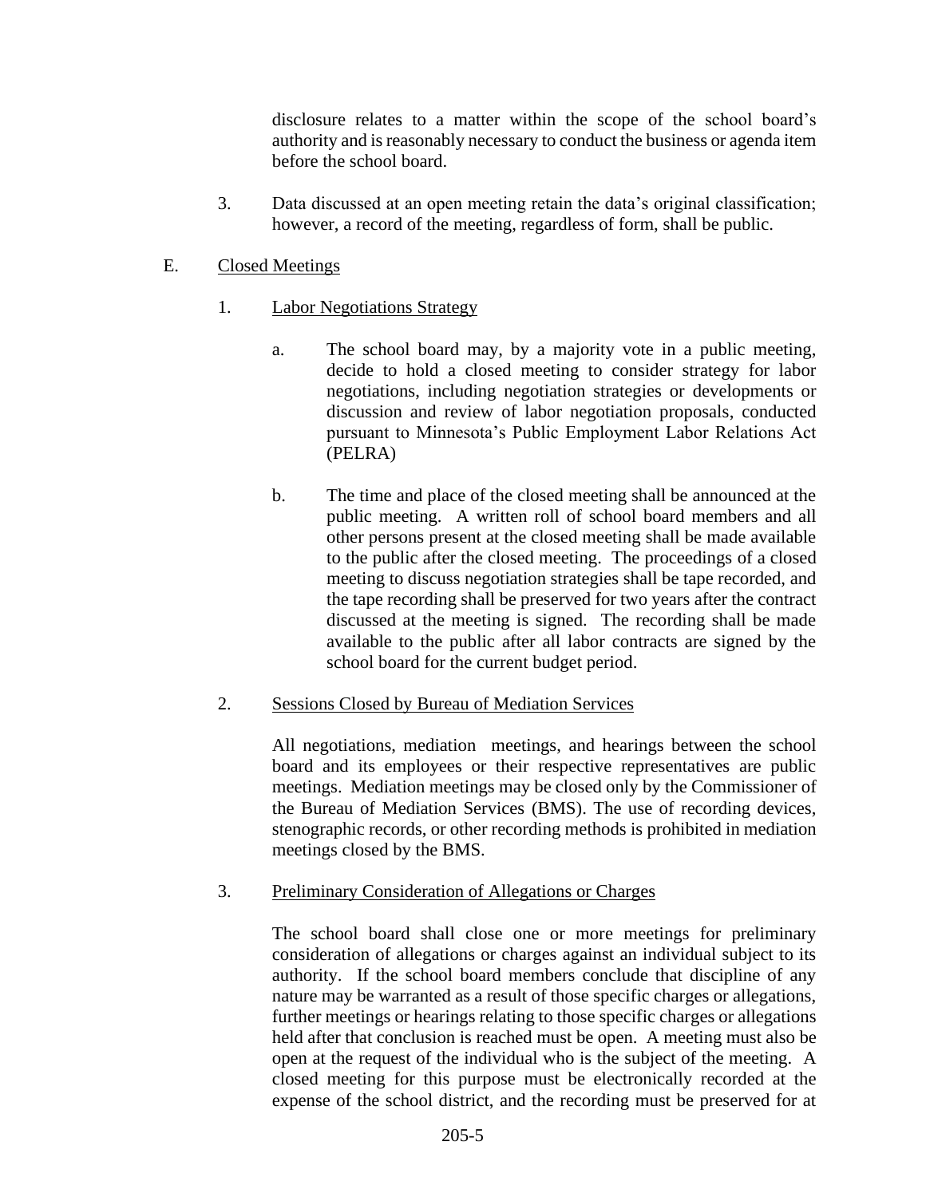disclosure relates to a matter within the scope of the school board's authority and is reasonably necessary to conduct the business or agenda item before the school board.

3. Data discussed at an open meeting retain the data's original classification; however, a record of the meeting, regardless of form, shall be public.

E. Closed Meetings

1. Labor Negotiations Strategy

a. The school board may, by a majority vote in a public meeting, decide to hold a closed meeting to consider strategy for labor negotiations, including negotiation strategies or developments or discussion and review of labor negotiation proposals, conducted pursuant to Minnesota's Public Employment Labor Relations Act (PELRA)

b. The time and place of the closed meeting shall be announced at the public meeting. A written roll of school board members and all other persons present at the closed meeting shall be made available to the public after the closed meeting. The proceedings of a closed meeting to discuss negotiation strategies shall be tape recorded, and the tape recording shall be preserved for two years after the contract discussed at the meeting is signed. The recording shall be made available to the public after all labor contracts are signed by the school board for the current budget period.

2. Sessions Closed by Bureau of Mediation Services

All negotiations, mediation meetings, and hearings between the school board and its employees or their respective representatives are public meetings. Mediation meetings may be closed only by the Commissioner of the Bureau of Mediation Services (BMS). The use of recording devices, stenographic records, or other recording methods is prohibited in mediation meetings closed by the BMS.

3. Preliminary Consideration of Allegations or Charges

The school board shall close one or more meetings for preliminary consideration of allegations or charges against an individual subject to its authority. If the school board members conclude that discipline of any nature may be warranted as a result of those specific charges or allegations, further meetings or hearings relating to those specific charges or allegations held after that conclusion is reached must be open. A meeting must also be open at the request of the individual who is the subject of the meeting. A closed meeting for this purpose must be electronically recorded at the expense of the school district, and the recording must be preserved for at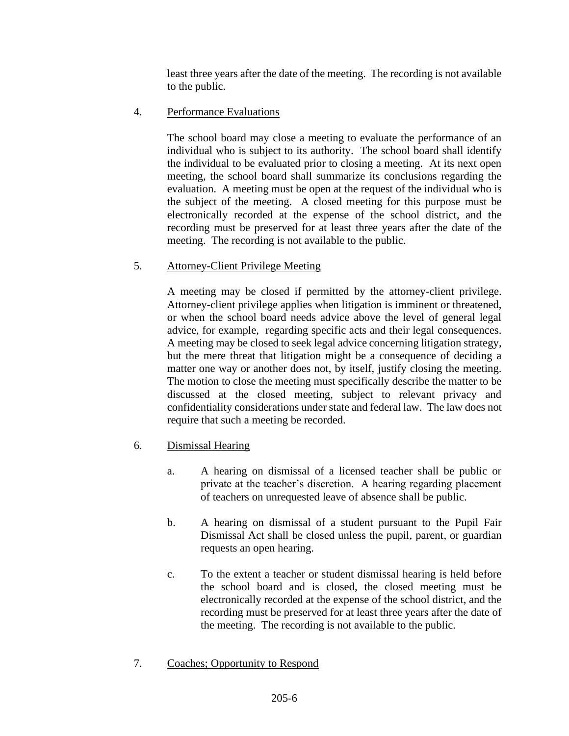least three years after the date of the meeting. The recording is not available to the public.

4. Performance Evaluations

The school board may close a meeting to evaluate the performance of an individual who is subject to its authority. The school board shall identify the individual to be evaluated prior to closing a meeting. At its next open meeting, the school board shall summarize its conclusions regarding the evaluation. A meeting must be open at the request of the individual who is the subject of the meeting. A closed meeting for this purpose must be electronically recorded at the expense of the school district, and the recording must be preserved for at least three years after the date of the meeting. The recording is not available to the public.

5. Attorney-Client Privilege Meeting

A meeting may be closed if permitted by the attorney-client privilege. Attorney-client privilege applies when litigation is imminent or threatened, or when the school board needs advice above the level of general legal advice, for example, regarding specific acts and their legal consequences. A meeting may be closed to seek legal advice concerning litigation strategy, but the mere threat that litigation might be a consequence of deciding a matter one way or another does not, by itself, justify closing the meeting. The motion to close the meeting must specifically describe the matter to be discussed at the closed meeting, subject to relevant privacy and confidentiality considerations under state and federal law. The law does not require that such a meeting be recorded.

6. Dismissal Hearing

a. A hearing on dismissal of a licensed teacher shall be public or private at the teacher's discretion. A hearing regarding placement of teachers on unrequested leave of absence shall be public.

b. A hearing on dismissal of a student pursuant to the Pupil Fair Dismissal Act shall be closed unless the pupil, parent, or guardian requests an open hearing.

c. To the extent a teacher or student dismissal hearing is held before the school board and is closed, the closed meeting must be electronically recorded at the expense of the school district, and the recording must be preserved for at least three years after the date of the meeting. The recording is not available to the public.

7. Coaches; Opportunity to Respond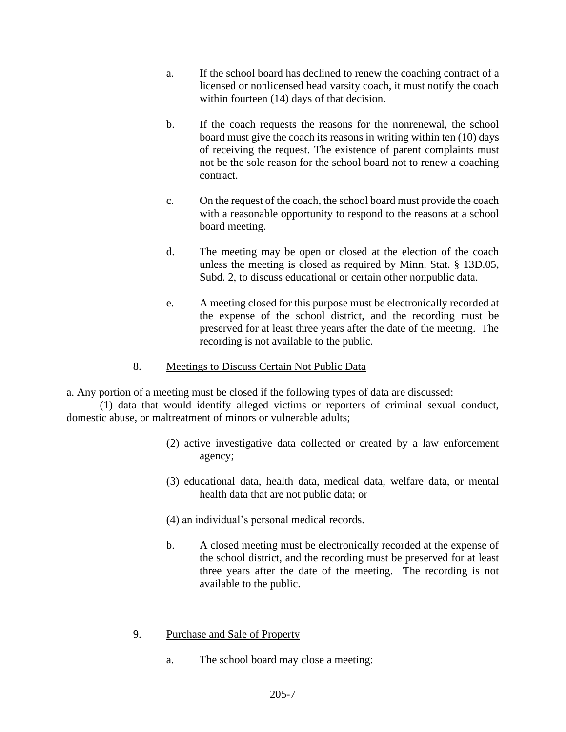a. If the school board has declined to renew the coaching contract of a licensed or nonlicensed head varsity coach, it must notify the coach within fourteen (14) days of that decision.

b. If the coach requests the reasons for the nonrenewal, the school board must give the coach its reasons in writing within ten (10) days of receiving the request. The existence of parent complaints must not be the sole reason for the school board not to renew a coaching contract.

c. On the request of the coach, the school board must provide the coach with a reasonable opportunity to respond to the reasons at a school board meeting.

d. The meeting may be open or closed at the election of the coach unless the meeting is closed as required by Minn. Stat. § 13D.05, Subd. 2, to discuss educational or certain other nonpublic data.

e. A meeting closed for this purpose must be electronically recorded at the expense of the school district, and the recording must be preserved for at least three years after the date of the meeting. The recording is not available to the public.

8. Meetings to Discuss Certain Not Public Data

a. Any portion of a meeting must be closed if the following types of data are discussed:

(1) data that would identify alleged victims or reporters of criminal sexual conduct, domestic abuse, or maltreatment of minors or vulnerable adults;

(2) active investigative data collected or created by a law enforcement agency;

(3) educational data, health data, medical data, welfare data, or mental health data that are not public data; or

(4) an individual's personal medical records.

b. A closed meeting must be electronically recorded at the expense of the school district, and the recording must be preserved for at least three years after the date of the meeting. The recording is not available to the public.

9. Purchase and Sale of Property

a. The school board may close a meeting: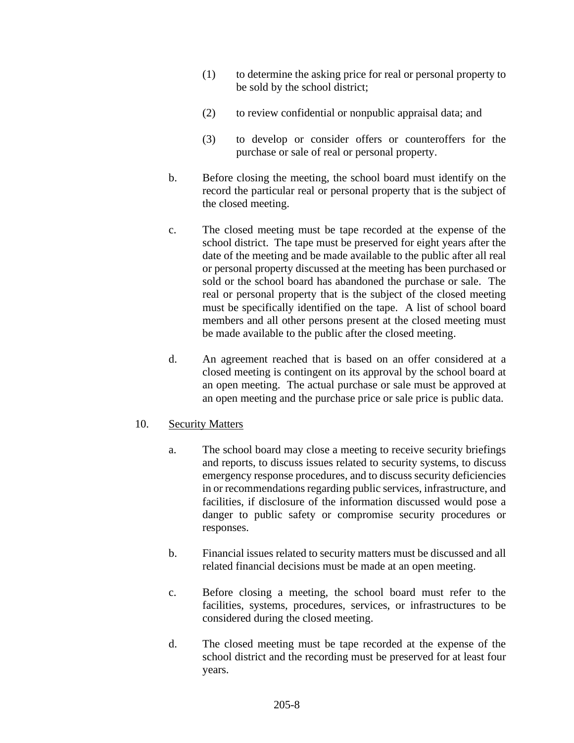(1) to determine the asking price for real or personal property to be sold by the school district;

(2) to review confidential or nonpublic appraisal data; and

(3) to develop or consider offers or counteroffers for the purchase or sale of real or personal property.

b. Before closing the meeting, the school board must identify on the record the particular real or personal property that is the subject of the closed meeting.

c. The closed meeting must be tape recorded at the expense of the school district. The tape must be preserved for eight years after the date of the meeting and be made available to the public after all real or personal property discussed at the meeting has been purchased or sold or the school board has abandoned the purchase or sale. The real or personal property that is the subject of the closed meeting must be specifically identified on the tape. A list of school board members and all other persons present at the closed meeting must be made available to the public after the closed meeting.

d. An agreement reached that is based on an offer considered at a closed meeting is contingent on its approval by the school board at an open meeting. The actual purchase or sale must be approved at an open meeting and the purchase price or sale price is public data.

10. <u>Security Matters</u>

a. The school board may close a meeting to receive security briefings and reports, to discuss issues related to security systems, to discuss emergency response procedures, and to discuss security deficiencies in or recommendations regarding public services, infrastructure, and facilities, if disclosure of the information discussed would pose a danger to public safety or compromise security procedures or responses.

b. Financial issues related to security matters must be discussed and all related financial decisions must be made at an open meeting.

c. Before closing a meeting, the school board must refer to the facilities, systems, procedures, services, or infrastructures to be considered during the closed meeting.

d. The closed meeting must be tape recorded at the expense of the school district and the recording must be preserved for at least four years.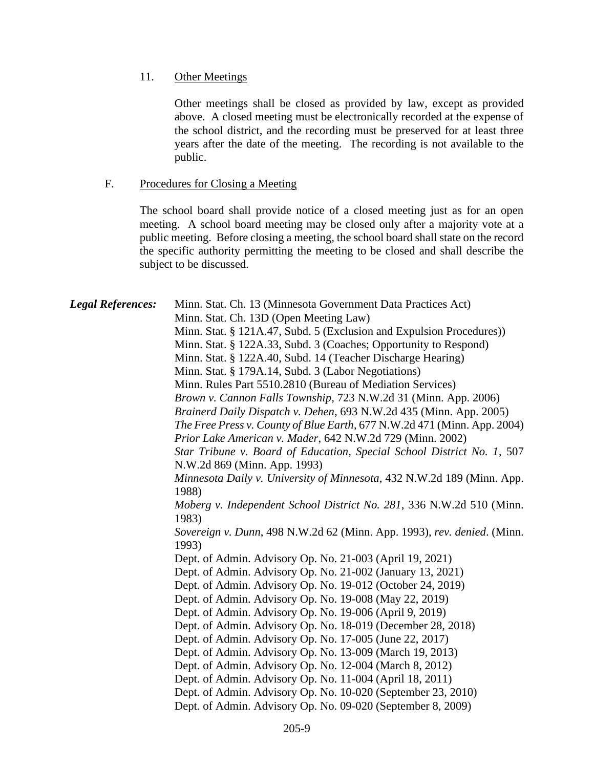11. Other Meetings

Other meetings shall be closed as provided by law, except as provided above. A closed meeting must be electronically recorded at the expense of the school district, and the recording must be preserved for at least three years after the date of the meeting. The recording is not available to the public.

F. Procedures for Closing a Meeting

The school board shall provide notice of a closed meeting just as for an open meeting. A school board meeting may be closed only after a majority vote at a public meeting. Before closing a meeting, the school board shall state on the record the specific authority permitting the meeting to be closed and shall describe the subject to be discussed.

***Legal References:***

Minn. Stat. Ch. 13 (Minnesota Government Data Practices Act)
Minn. Stat. Ch. 13D (Open Meeting Law)
Minn. Stat. § 121A.47, Subd. 5 (Exclusion and Expulsion Procedures))
Minn. Stat. § 122A.33, Subd. 3 (Coaches; Opportunity to Respond)
Minn. Stat. § 122A.40, Subd. 14 (Teacher Discharge Hearing)
Minn. Stat. § 179A.14, Subd. 3 (Labor Negotiations)
Minn. Rules Part 5510.2810 (Bureau of Mediation Services)
*Brown v. Cannon Falls Township*, 723 N.W.2d 31 (Minn. App. 2006)
*Brainerd Daily Dispatch v. Dehen*, 693 N.W.2d 435 (Minn. App. 2005)
*The Free Press v. County of Blue Earth*, 677 N.W.2d 471 (Minn. App. 2004)
*Prior Lake American v. Mader*, 642 N.W.2d 729 (Minn. 2002)
*Star Tribune v. Board of Education, Special School District No. 1*, 507 N.W.2d 869 (Minn. App. 1993)
*Minnesota Daily v. University of Minnesota*, 432 N.W.2d 189 (Minn. App. 1988)
*Moberg v. Independent School District No. 281*, 336 N.W.2d 510 (Minn. 1983)
*Sovereign v. Dunn*, 498 N.W.2d 62 (Minn. App. 1993), *rev. denied*. (Minn. 1993)
Dept. of Admin. Advisory Op. No. 21-003 (April 19, 2021)
Dept. of Admin. Advisory Op. No. 21-002 (January 13, 2021)
Dept. of Admin. Advisory Op. No. 19-012 (October 24, 2019)
Dept. of Admin. Advisory Op. No. 19-008 (May 22, 2019)
Dept. of Admin. Advisory Op. No. 19-006 (April 9, 2019)
Dept. of Admin. Advisory Op. No. 18-019 (December 28, 2018)
Dept. of Admin. Advisory Op. No. 17-005 (June 22, 2017)
Dept. of Admin. Advisory Op. No. 13-009 (March 19, 2013)
Dept. of Admin. Advisory Op. No. 12-004 (March 8, 2012)
Dept. of Admin. Advisory Op. No. 11-004 (April 18, 2011)
Dept. of Admin. Advisory Op. No. 10-020 (September 23, 2010)
Dept. of Admin. Advisory Op. No. 09-020 (September 8, 2009)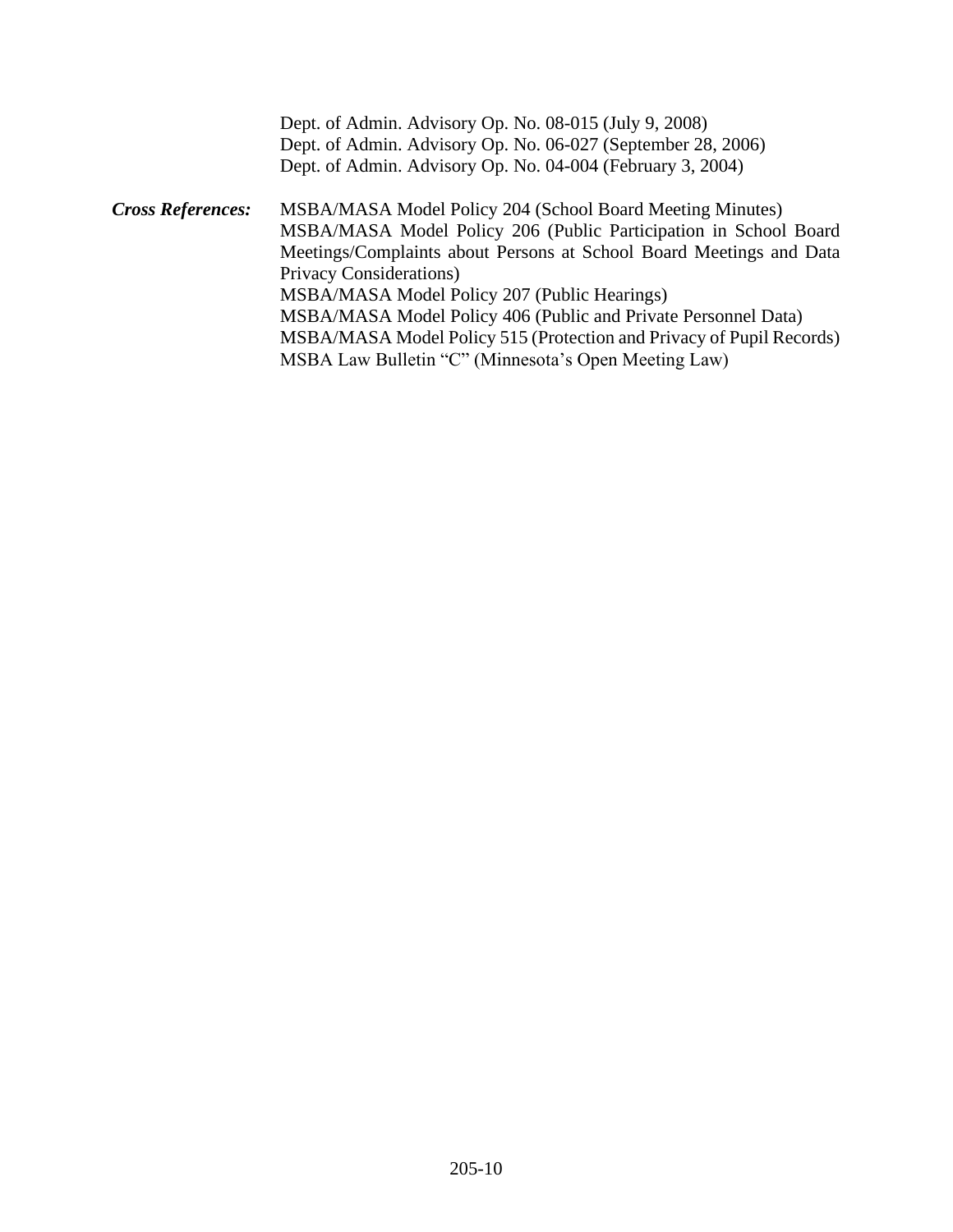Dept. of Admin. Advisory Op. No. 08-015 (July 9, 2008)
Dept. of Admin. Advisory Op. No. 06-027 (September 28, 2006)
Dept. of Admin. Advisory Op. No. 04-004 (February 3, 2004)

***Cross References:*** MSBA/MASA Model Policy 204 (School Board Meeting Minutes)
MSBA/MASA Model Policy 206 (Public Participation in School Board Meetings/Complaints about Persons at School Board Meetings and Data Privacy Considerations)
MSBA/MASA Model Policy 207 (Public Hearings)
MSBA/MASA Model Policy 406 (Public and Private Personnel Data)
MSBA/MASA Model Policy 515 (Protection and Privacy of Pupil Records)
MSBA Law Bulletin "C" (Minnesota's Open Meeting Law)